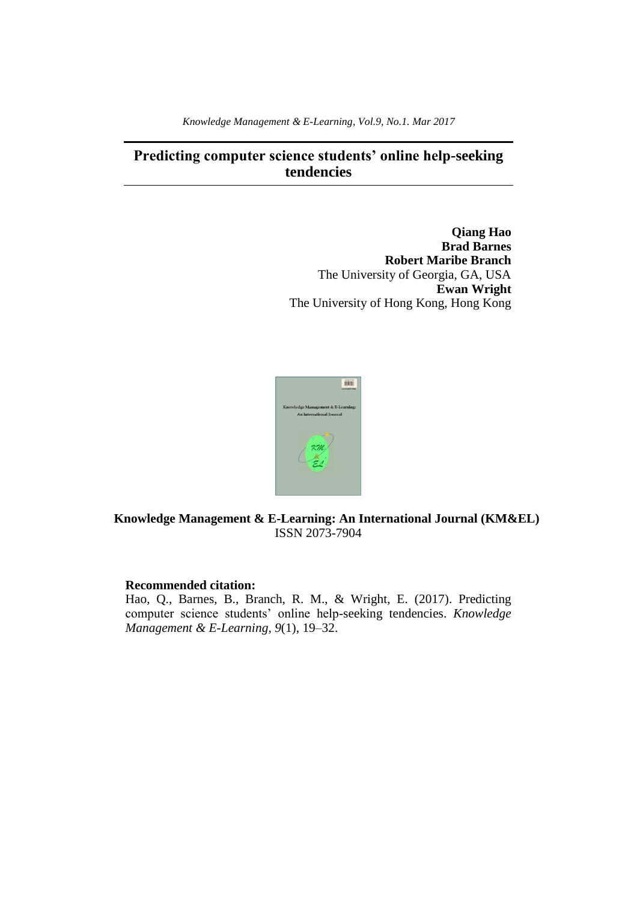*Knowledge Management & E-Learning, Vol.9, No.1. Mar 2017*

# Predicting computer science students' online help-seeking tendencies

**Qiang Hao**
**Brad Barnes**
**Robert Maribe Branch**
The University of Georgia, GA, USA
**Ewan Wright**
The University of Hong Kong, Hong Kong

**Knowledge Management & E-Learning: An International Journal (KM&EL)**
ISSN 2073-7904

**Recommended citation:**
Hao, Q., Barnes, B., Branch, R. M., & Wright, E. (2017). Predicting computer science students' online help-seeking tendencies. *Knowledge Management & E-Learning, 9*(1), 19–32.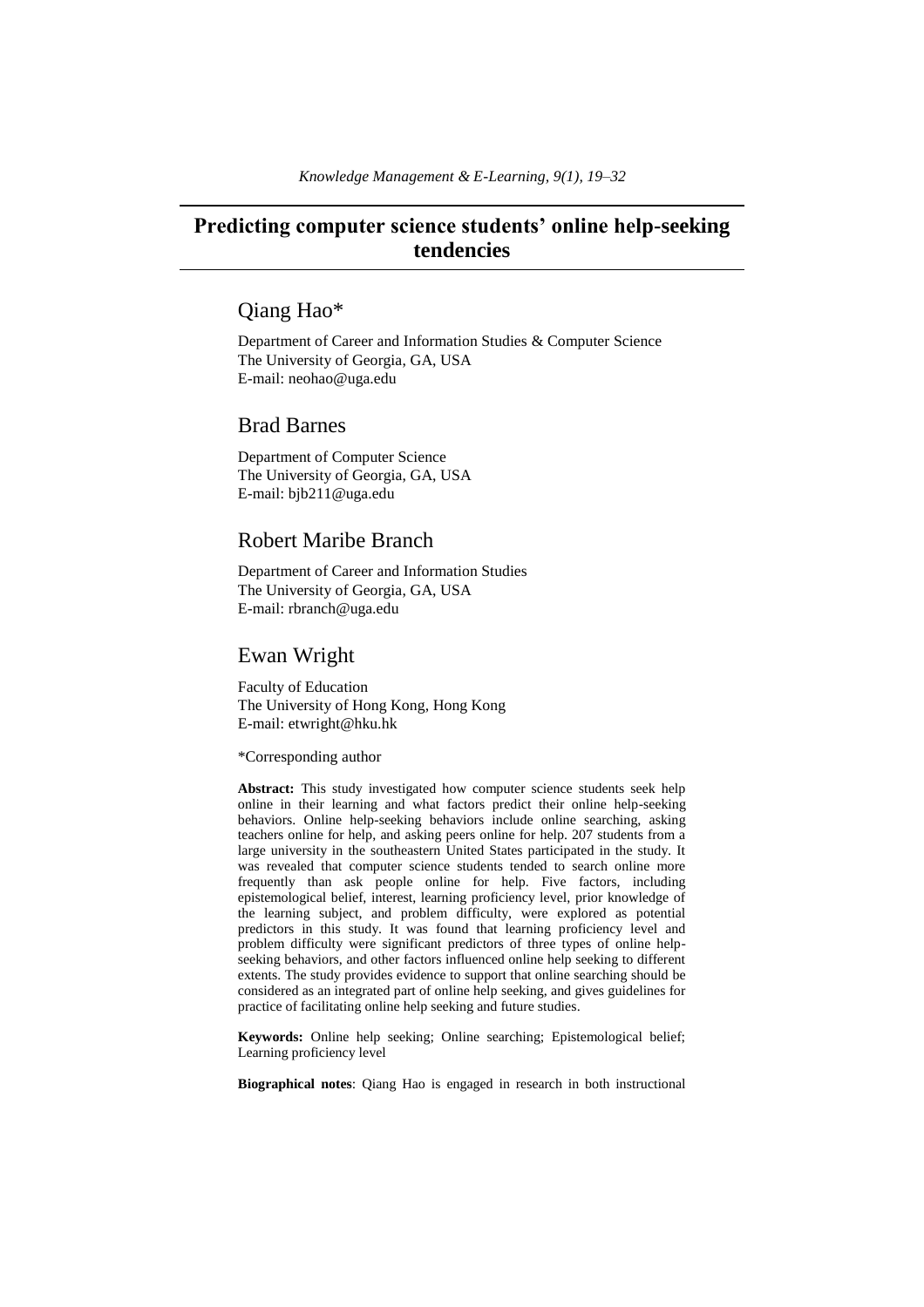# Predicting computer science students' online help-seeking tendencies

## Qiang Hao*

Department of Career and Information Studies & Computer Science
The University of Georgia, GA, USA
E-mail: neohao@uga.edu

## Brad Barnes

Department of Computer Science
The University of Georgia, GA, USA
E-mail: bjb211@uga.edu

## Robert Maribe Branch

Department of Career and Information Studies
The University of Georgia, GA, USA
E-mail: rbranch@uga.edu

## Ewan Wright

Faculty of Education
The University of Hong Kong, Hong Kong
E-mail: etwright@hku.hk

*Corresponding author

**Abstract:** This study investigated how computer science students seek help online in their learning and what factors predict their online help-seeking behaviors. Online help-seeking behaviors include online searching, asking teachers online for help, and asking peers online for help. 207 students from a large university in the southeastern United States participated in the study. It was revealed that computer science students tended to search online more frequently than ask people online for help. Five factors, including epistemological belief, interest, learning proficiency level, prior knowledge of the learning subject, and problem difficulty, were explored as potential predictors in this study. It was found that learning proficiency level and problem difficulty were significant predictors of three types of online help-seeking behaviors, and other factors influenced online help seeking to different extents. The study provides evidence to support that online searching should be considered as an integrated part of online help seeking, and gives guidelines for practice of facilitating online help seeking and future studies.

**Keywords:** Online help seeking; Online searching; Epistemological belief; Learning proficiency level

**Biographical notes**: Qiang Hao is engaged in research in both instructional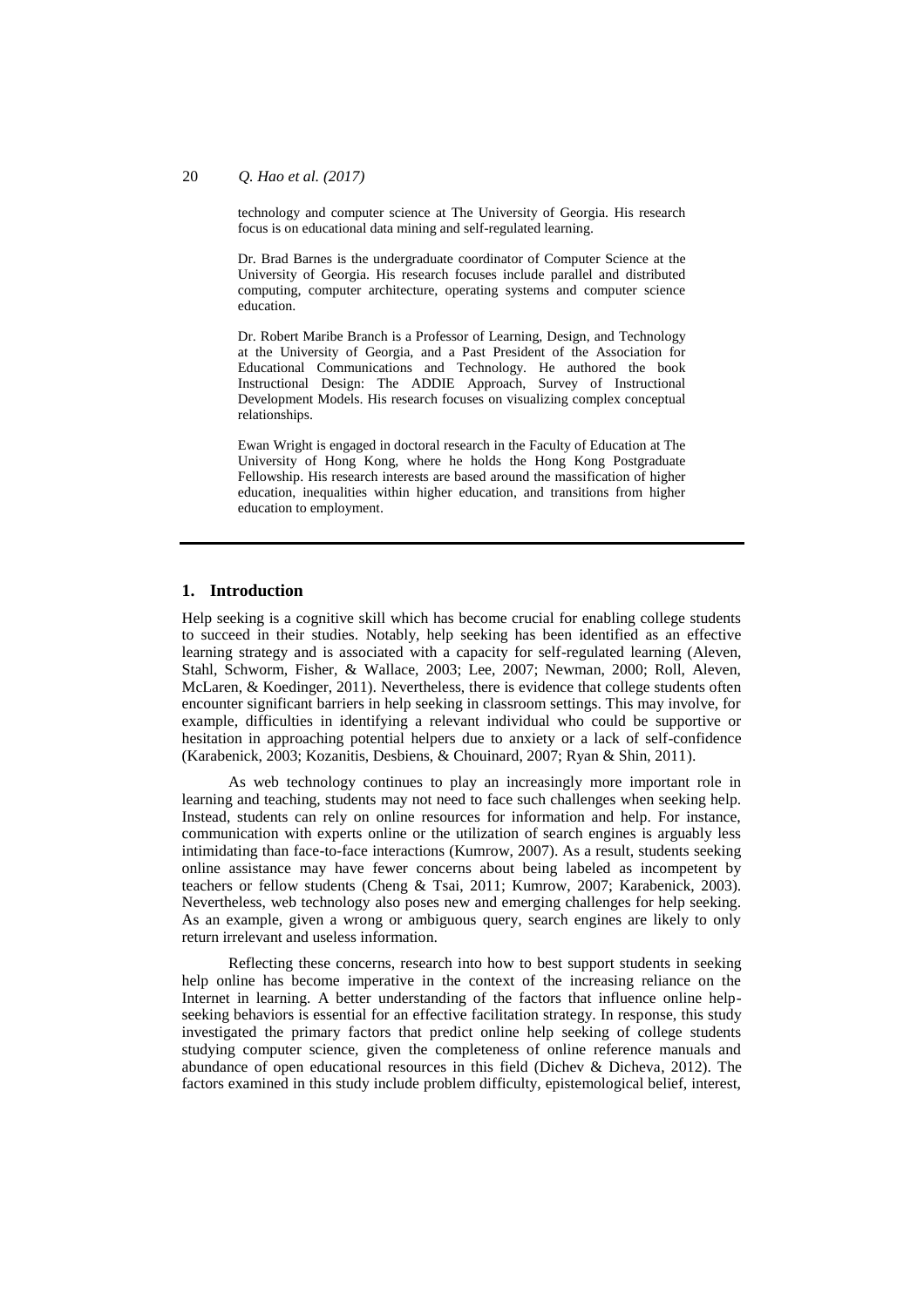technology and computer science at The University of Georgia. His research focus is on educational data mining and self-regulated learning.

Dr. Brad Barnes is the undergraduate coordinator of Computer Science at the University of Georgia. His research focuses include parallel and distributed computing, computer architecture, operating systems and computer science education.

Dr. Robert Maribe Branch is a Professor of Learning, Design, and Technology at the University of Georgia, and a Past President of the Association for Educational Communications and Technology. He authored the book Instructional Design: The ADDIE Approach, Survey of Instructional Development Models. His research focuses on visualizing complex conceptual relationships.

Ewan Wright is engaged in doctoral research in the Faculty of Education at The University of Hong Kong, where he holds the Hong Kong Postgraduate Fellowship. His research interests are based around the massification of higher education, inequalities within higher education, and transitions from higher education to employment.

---

## 1. Introduction

Help seeking is a cognitive skill which has become crucial for enabling college students to succeed in their studies. Notably, help seeking has been identified as an effective learning strategy and is associated with a capacity for self-regulated learning (Aleven, Stahl, Schworm, Fisher, & Wallace, 2003; Lee, 2007; Newman, 2000; Roll, Aleven, McLaren, & Koedinger, 2011). Nevertheless, there is evidence that college students often encounter significant barriers in help seeking in classroom settings. This may involve, for example, difficulties in identifying a relevant individual who could be supportive or hesitation in approaching potential helpers due to anxiety or a lack of self-confidence (Karabenick, 2003; Kozanitis, Desbiens, & Chouinard, 2007; Ryan & Shin, 2011).

As web technology continues to play an increasingly more important role in learning and teaching, students may not need to face such challenges when seeking help. Instead, students can rely on online resources for information and help. For instance, communication with experts online or the utilization of search engines is arguably less intimidating than face-to-face interactions (Kumrow, 2007). As a result, students seeking online assistance may have fewer concerns about being labeled as incompetent by teachers or fellow students (Cheng & Tsai, 2011; Kumrow, 2007; Karabenick, 2003). Nevertheless, web technology also poses new and emerging challenges for help seeking. As an example, given a wrong or ambiguous query, search engines are likely to only return irrelevant and useless information.

Reflecting these concerns, research into how to best support students in seeking help online has become imperative in the context of the increasing reliance on the Internet in learning. A better understanding of the factors that influence online help-seeking behaviors is essential for an effective facilitation strategy. In response, this study investigated the primary factors that predict online help seeking of college students studying computer science, given the completeness of online reference manuals and abundance of open educational resources in this field (Dichev & Dicheva, 2012). The factors examined in this study include problem difficulty, epistemological belief, interest,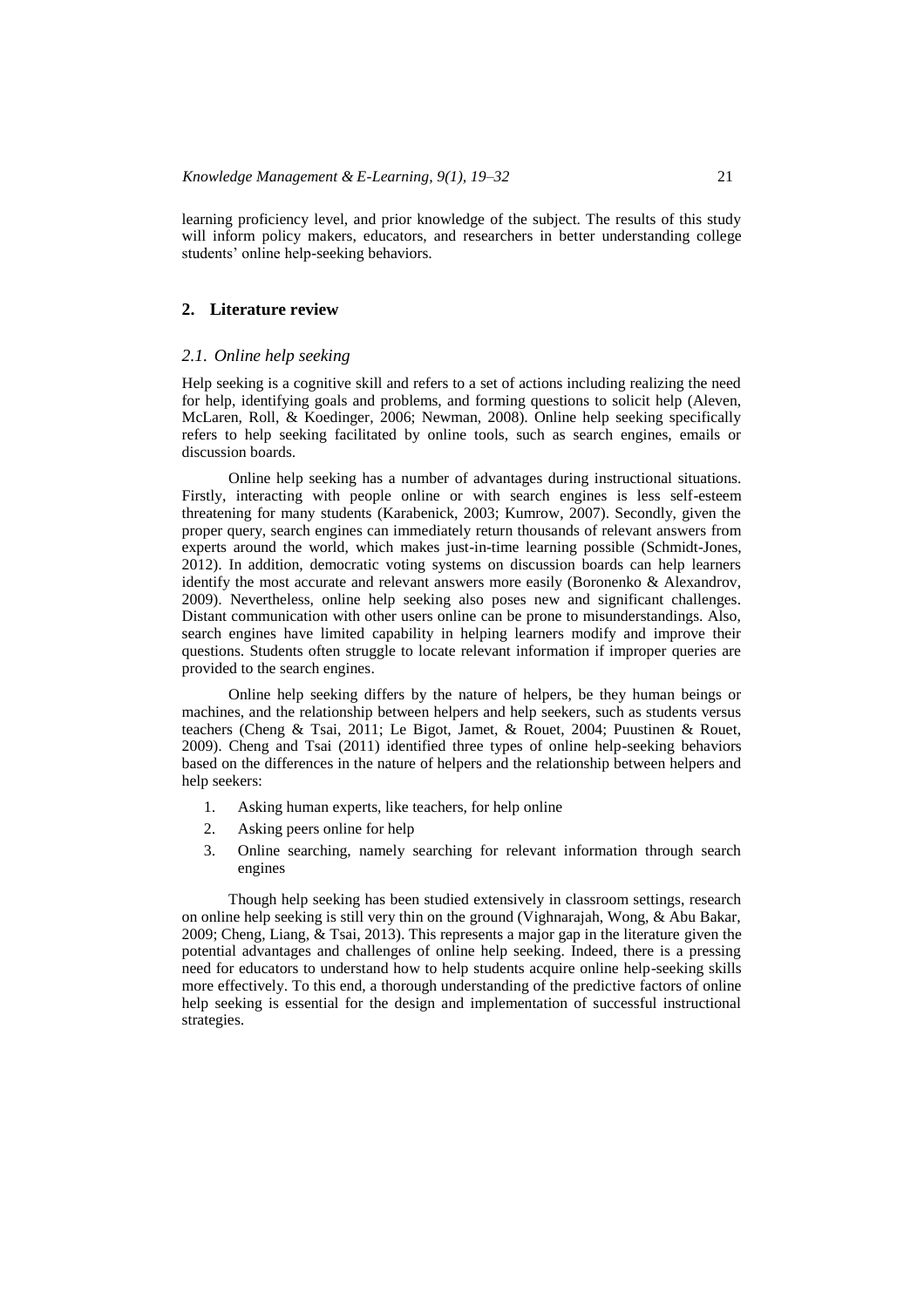learning proficiency level, and prior knowledge of the subject. The results of this study will inform policy makers, educators, and researchers in better understanding college students' online help-seeking behaviors.

## 2. Literature review

### *2.1. Online help seeking*

Help seeking is a cognitive skill and refers to a set of actions including realizing the need for help, identifying goals and problems, and forming questions to solicit help (Aleven, McLaren, Roll, & Koedinger, 2006; Newman, 2008). Online help seeking specifically refers to help seeking facilitated by online tools, such as search engines, emails or discussion boards.

Online help seeking has a number of advantages during instructional situations. Firstly, interacting with people online or with search engines is less self-esteem threatening for many students (Karabenick, 2003; Kumrow, 2007). Secondly, given the proper query, search engines can immediately return thousands of relevant answers from experts around the world, which makes just-in-time learning possible (Schmidt-Jones, 2012). In addition, democratic voting systems on discussion boards can help learners identify the most accurate and relevant answers more easily (Boronenko & Alexandrov, 2009). Nevertheless, online help seeking also poses new and significant challenges. Distant communication with other users online can be prone to misunderstandings. Also, search engines have limited capability in helping learners modify and improve their questions. Students often struggle to locate relevant information if improper queries are provided to the search engines.

Online help seeking differs by the nature of helpers, be they human beings or machines, and the relationship between helpers and help seekers, such as students versus teachers (Cheng & Tsai, 2011; Le Bigot, Jamet, & Rouet, 2004; Puustinen & Rouet, 2009). Cheng and Tsai (2011) identified three types of online help-seeking behaviors based on the differences in the nature of helpers and the relationship between helpers and help seekers:

1. Asking human experts, like teachers, for help online
2. Asking peers online for help
3. Online searching, namely searching for relevant information through search engines

Though help seeking has been studied extensively in classroom settings, research on online help seeking is still very thin on the ground (Vighnarajah, Wong, & Abu Bakar, 2009; Cheng, Liang, & Tsai, 2013). This represents a major gap in the literature given the potential advantages and challenges of online help seeking. Indeed, there is a pressing need for educators to understand how to help students acquire online help-seeking skills more effectively. To this end, a thorough understanding of the predictive factors of online help seeking is essential for the design and implementation of successful instructional strategies.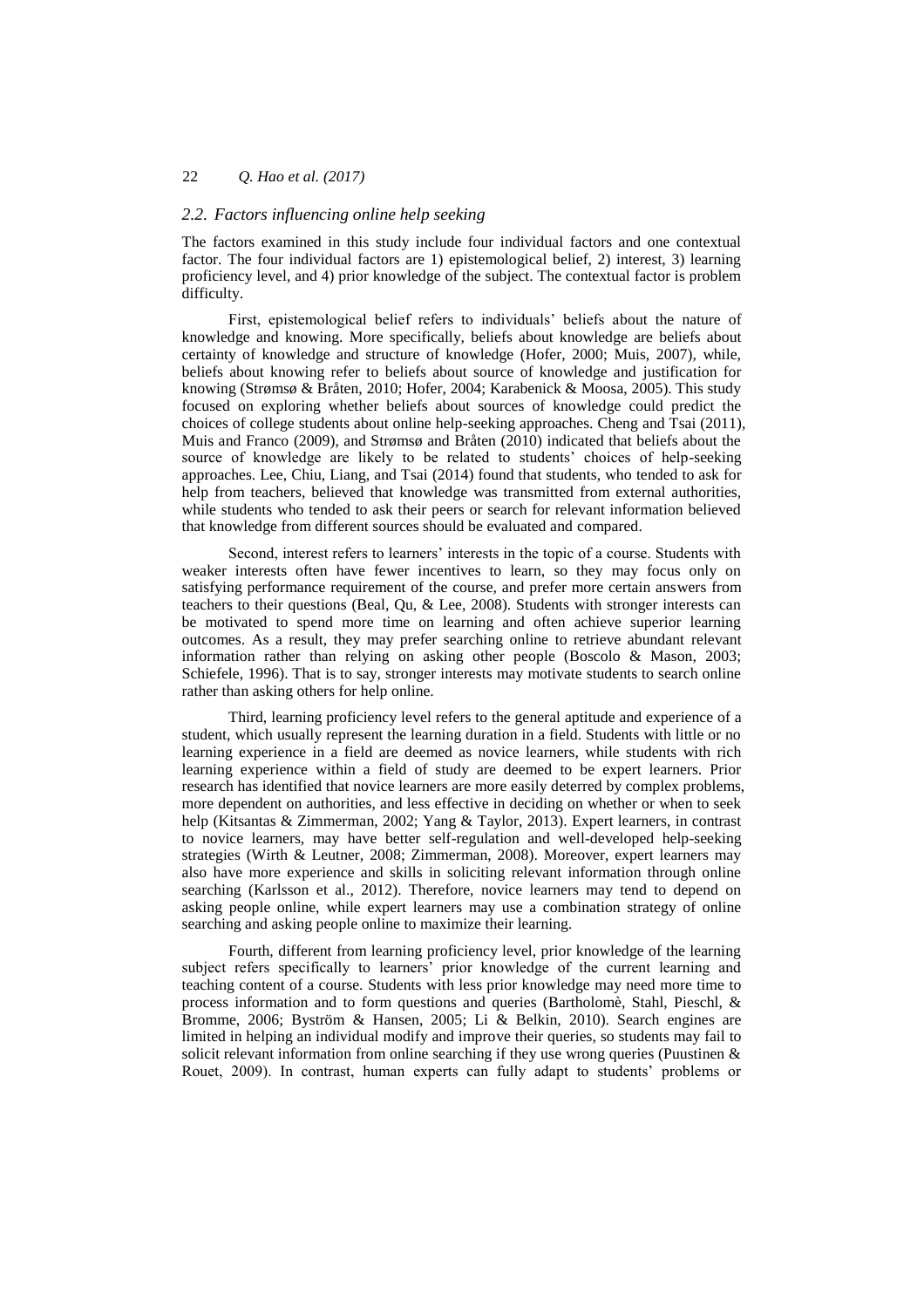### *2.2. Factors influencing online help seeking*

The factors examined in this study include four individual factors and one contextual factor. The four individual factors are 1) epistemological belief, 2) interest, 3) learning proficiency level, and 4) prior knowledge of the subject. The contextual factor is problem difficulty.

First, epistemological belief refers to individuals' beliefs about the nature of knowledge and knowing. More specifically, beliefs about knowledge are beliefs about certainty of knowledge and structure of knowledge (Hofer, 2000; Muis, 2007), while, beliefs about knowing refer to beliefs about source of knowledge and justification for knowing (Strømsø & Bråten, 2010; Hofer, 2004; Karabenick & Moosa, 2005). This study focused on exploring whether beliefs about sources of knowledge could predict the choices of college students about online help-seeking approaches. Cheng and Tsai (2011), Muis and Franco (2009), and Strømsø and Bråten (2010) indicated that beliefs about the source of knowledge are likely to be related to students' choices of help-seeking approaches. Lee, Chiu, Liang, and Tsai (2014) found that students, who tended to ask for help from teachers, believed that knowledge was transmitted from external authorities, while students who tended to ask their peers or search for relevant information believed that knowledge from different sources should be evaluated and compared.

Second, interest refers to learners' interests in the topic of a course. Students with weaker interests often have fewer incentives to learn, so they may focus only on satisfying performance requirement of the course, and prefer more certain answers from teachers to their questions (Beal, Qu, & Lee, 2008). Students with stronger interests can be motivated to spend more time on learning and often achieve superior learning outcomes. As a result, they may prefer searching online to retrieve abundant relevant information rather than relying on asking other people (Boscolo & Mason, 2003; Schiefele, 1996). That is to say, stronger interests may motivate students to search online rather than asking others for help online.

Third, learning proficiency level refers to the general aptitude and experience of a student, which usually represent the learning duration in a field. Students with little or no learning experience in a field are deemed as novice learners, while students with rich learning experience within a field of study are deemed to be expert learners. Prior research has identified that novice learners are more easily deterred by complex problems, more dependent on authorities, and less effective in deciding on whether or when to seek help (Kitsantas & Zimmerman, 2002; Yang & Taylor, 2013). Expert learners, in contrast to novice learners, may have better self-regulation and well-developed help-seeking strategies (Wirth & Leutner, 2008; Zimmerman, 2008). Moreover, expert learners may also have more experience and skills in soliciting relevant information through online searching (Karlsson et al., 2012). Therefore, novice learners may tend to depend on asking people online, while expert learners may use a combination strategy of online searching and asking people online to maximize their learning.

Fourth, different from learning proficiency level, prior knowledge of the learning subject refers specifically to learners' prior knowledge of the current learning and teaching content of a course. Students with less prior knowledge may need more time to process information and to form questions and queries (Bartholomè, Stahl, Pieschl, & Bromme, 2006; Byström & Hansen, 2005; Li & Belkin, 2010). Search engines are limited in helping an individual modify and improve their queries, so students may fail to solicit relevant information from online searching if they use wrong queries (Puustinen & Rouet, 2009). In contrast, human experts can fully adapt to students' problems or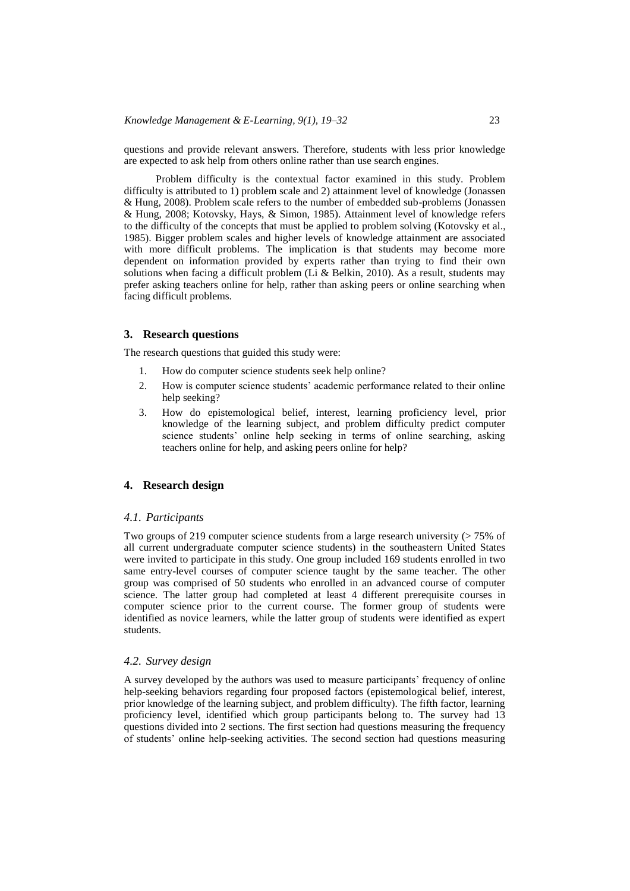questions and provide relevant answers. Therefore, students with less prior knowledge are expected to ask help from others online rather than use search engines.

Problem difficulty is the contextual factor examined in this study. Problem difficulty is attributed to 1) problem scale and 2) attainment level of knowledge (Jonassen & Hung, 2008). Problem scale refers to the number of embedded sub-problems (Jonassen & Hung, 2008; Kotovsky, Hays, & Simon, 1985). Attainment level of knowledge refers to the difficulty of the concepts that must be applied to problem solving (Kotovsky et al., 1985). Bigger problem scales and higher levels of knowledge attainment are associated with more difficult problems. The implication is that students may become more dependent on information provided by experts rather than trying to find their own solutions when facing a difficult problem (Li & Belkin, 2010). As a result, students may prefer asking teachers online for help, rather than asking peers or online searching when facing difficult problems.

## 3. Research questions

The research questions that guided this study were:

1. How do computer science students seek help online?
2. How is computer science students' academic performance related to their online help seeking?
3. How do epistemological belief, interest, learning proficiency level, prior knowledge of the learning subject, and problem difficulty predict computer science students' online help seeking in terms of online searching, asking teachers online for help, and asking peers online for help?

## 4. Research design

### 4.1. Participants

Two groups of 219 computer science students from a large research university (> 75% of all current undergraduate computer science students) in the southeastern United States were invited to participate in this study. One group included 169 students enrolled in two same entry-level courses of computer science taught by the same teacher. The other group was comprised of 50 students who enrolled in an advanced course of computer science. The latter group had completed at least 4 different prerequisite courses in computer science prior to the current course. The former group of students were identified as novice learners, while the latter group of students were identified as expert students.

### 4.2. Survey design

A survey developed by the authors was used to measure participants' frequency of online help-seeking behaviors regarding four proposed factors (epistemological belief, interest, prior knowledge of the learning subject, and problem difficulty). The fifth factor, learning proficiency level, identified which group participants belong to. The survey had 13 questions divided into 2 sections. The first section had questions measuring the frequency of students' online help-seeking activities. The second section had questions measuring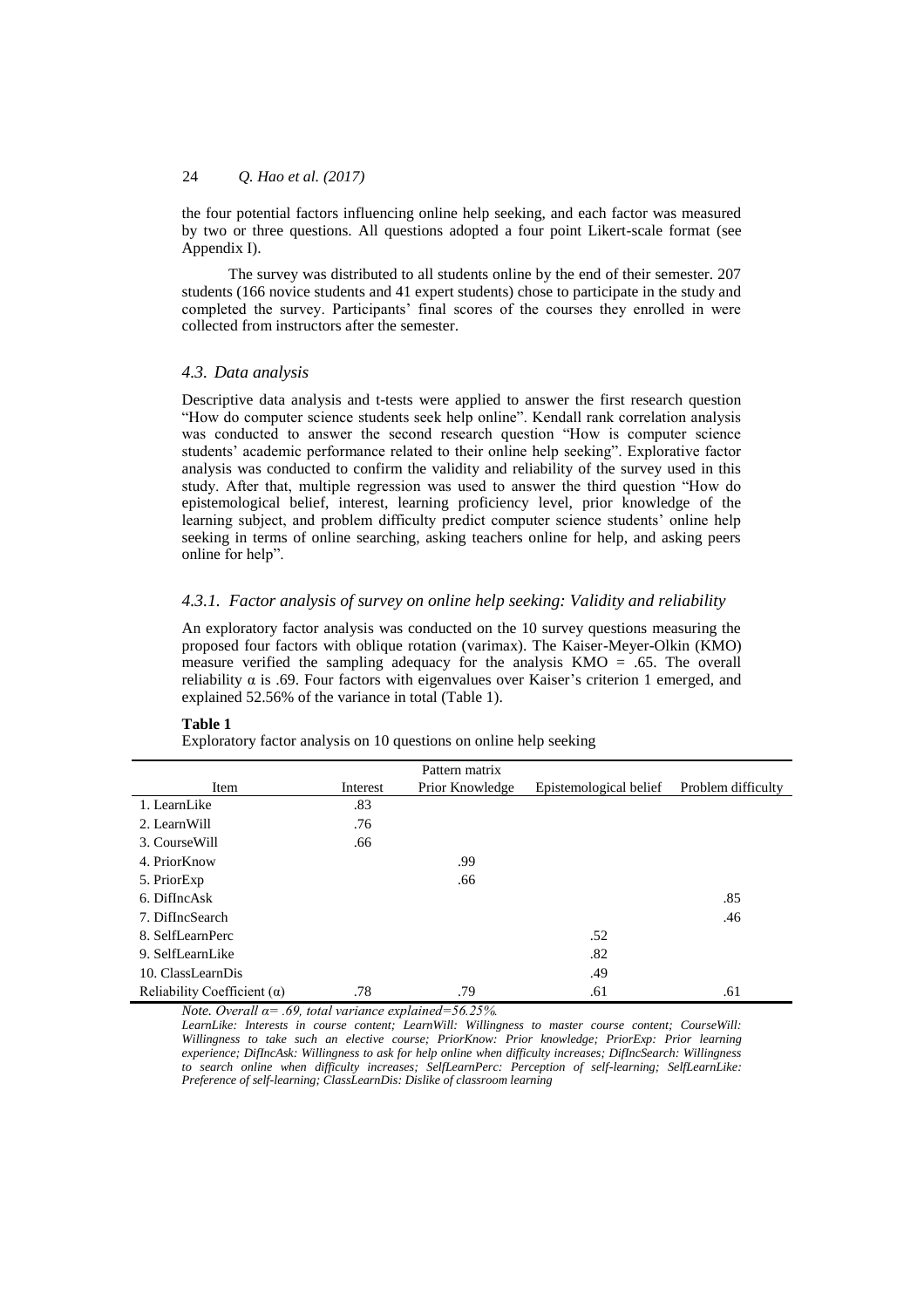the four potential factors influencing online help seeking, and each factor was measured by two or three questions. All questions adopted a four point Likert-scale format (see Appendix I).

The survey was distributed to all students online by the end of their semester. 207 students (166 novice students and 41 expert students) chose to participate in the study and completed the survey. Participants' final scores of the courses they enrolled in were collected from instructors after the semester.

### *4.3. Data analysis*

Descriptive data analysis and t-tests were applied to answer the first research question "How do computer science students seek help online". Kendall rank correlation analysis was conducted to answer the second research question "How is computer science students' academic performance related to their online help seeking". Explorative factor analysis was conducted to confirm the validity and reliability of the survey used in this study. After that, multiple regression was used to answer the third question "How do epistemological belief, interest, learning proficiency level, prior knowledge of the learning subject, and problem difficulty predict computer science students' online help seeking in terms of online searching, asking teachers online for help, and asking peers online for help".

#### *4.3.1. Factor analysis of survey on online help seeking: Validity and reliability*

An exploratory factor analysis was conducted on the 10 survey questions measuring the proposed four factors with oblique rotation (varimax). The Kaiser-Meyer-Olkin (KMO) measure verified the sampling adequacy for the analysis KMO = .65. The overall reliability α is .69. Four factors with eigenvalues over Kaiser's criterion 1 emerged, and explained 52.56% of the variance in total (Table 1).

**Table 1**

Exploratory factor analysis on 10 questions on online help seeking

| | Pattern matrix | | | |
|---|---|---|---|---|
| Item | Interest | Prior Knowledge | Epistemological belief | Problem difficulty |
| 1. LearnLike | .83 | | | |
| 2. LearnWill | .76 | | | |
| 3. CourseWill | .66 | | | |
| 4. PriorKnow | | .99 | | |
| 5. PriorExp | | .66 | | |
| 6. DifIncAsk | | | | .85 |
| 7. DifIncSearch | | | | .46 |
| 8. SelfLearnPerc | | | .52 | |
| 9. SelfLearnLike | | | .82 | |
| 10. ClassLearnDis | | | .49 | |
| Reliability Coefficient (α) | .78 | .79 | .61 | .61 |

*Note. Overall α= .69, total variance explained=56.25%.*

*LearnLike: Interests in course content; LearnWill: Willingness to master course content; CourseWill: Willingness to take such an elective course; PriorKnow: Prior knowledge; PriorExp: Prior learning experience; DifIncAsk: Willingness to ask for help online when difficulty increases; DifIncSearch: Willingness to search online when difficulty increases; SelfLearnPerc: Perception of self-learning; SelfLearnLike: Preference of self-learning; ClassLearnDis: Dislike of classroom learning*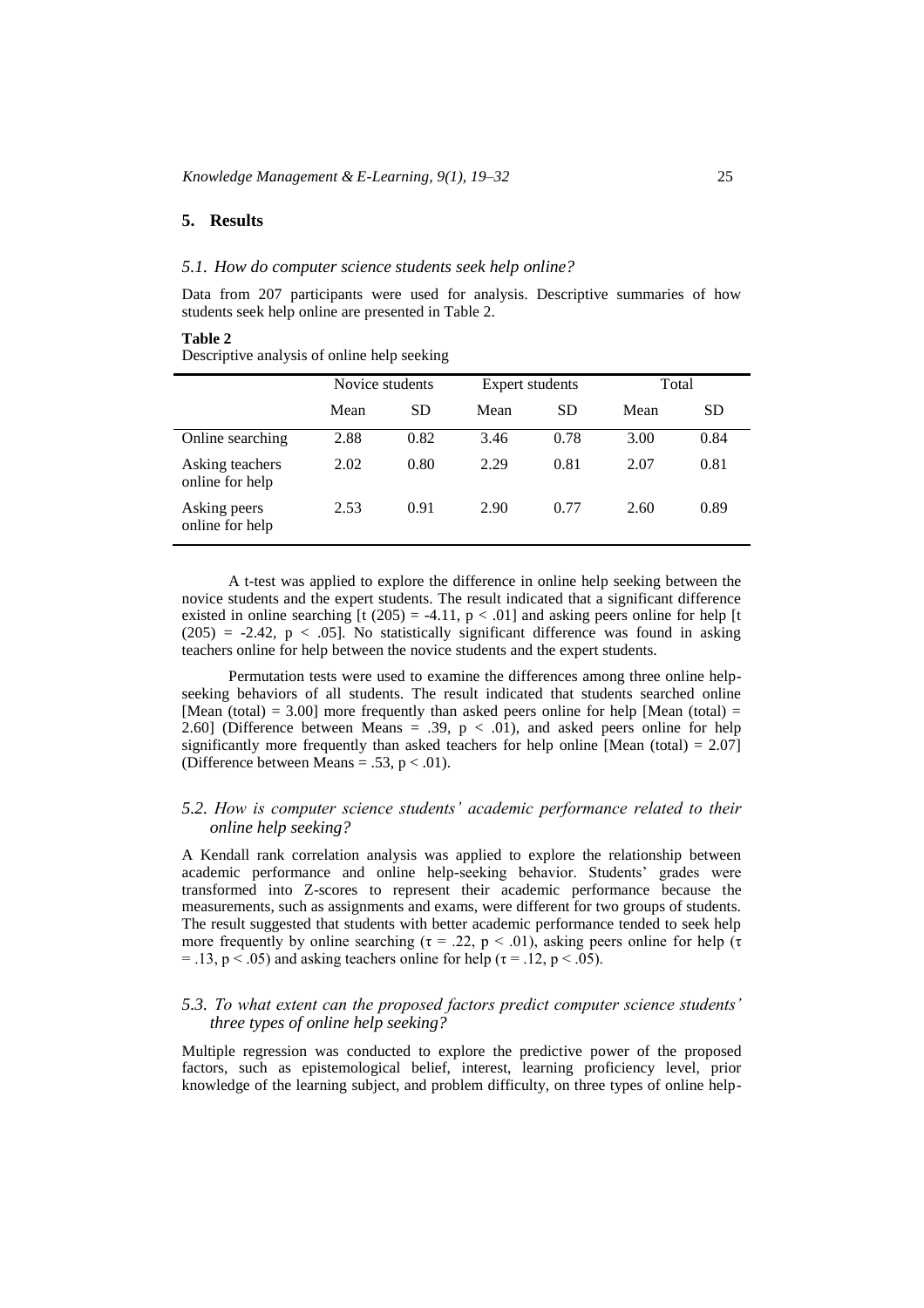## 5. Results

### *5.1. How do computer science students seek help online?*

Data from 207 participants were used for analysis. Descriptive summaries of how students seek help online are presented in Table 2.

**Table 2**
Descriptive analysis of online help seeking

| | Novice students | | Expert students | | Total | |
|---|---|---|---|---|---|---|
| | Mean | SD | Mean | SD | Mean | SD |
| Online searching | 2.88 | 0.82 | 3.46 | 0.78 | 3.00 | 0.84 |
| Asking teachers online for help | 2.02 | 0.80 | 2.29 | 0.81 | 2.07 | 0.81 |
| Asking peers online for help | 2.53 | 0.91 | 2.90 | 0.77 | 2.60 | 0.89 |

A t-test was applied to explore the difference in online help seeking between the novice students and the expert students. The result indicated that a significant difference existed in online searching [$t(205) = -4.11$, $p < .01$] and asking peers online for help [$t(205) = -2.42$, $p < .05$]. No statistically significant difference was found in asking teachers online for help between the novice students and the expert students.

Permutation tests were used to examine the differences among three online help-seeking behaviors of all students. The result indicated that students searched online [Mean (total) = 3.00] more frequently than asked peers online for help [Mean (total) = 2.60] (Difference between Means = .39, $p < .01$), and asked peers online for help significantly more frequently than asked teachers for help online [Mean (total) = 2.07] (Difference between Means = .53, $p < .01$).

### *5.2. How is computer science students' academic performance related to their online help seeking?*

A Kendall rank correlation analysis was applied to explore the relationship between academic performance and online help-seeking behavior. Students' grades were transformed into Z-scores to represent their academic performance because the measurements, such as assignments and exams, were different for two groups of students. The result suggested that students with better academic performance tended to seek help more frequently by online searching ($\tau = .22$, $p < .01$), asking peers online for help ($\tau = .13$, $p < .05$) and asking teachers online for help ($\tau = .12$, $p < .05$).

### *5.3. To what extent can the proposed factors predict computer science students' three types of online help seeking?*

Multiple regression was conducted to explore the predictive power of the proposed factors, such as epistemological belief, interest, learning proficiency level, prior knowledge of the learning subject, and problem difficulty, on three types of online help-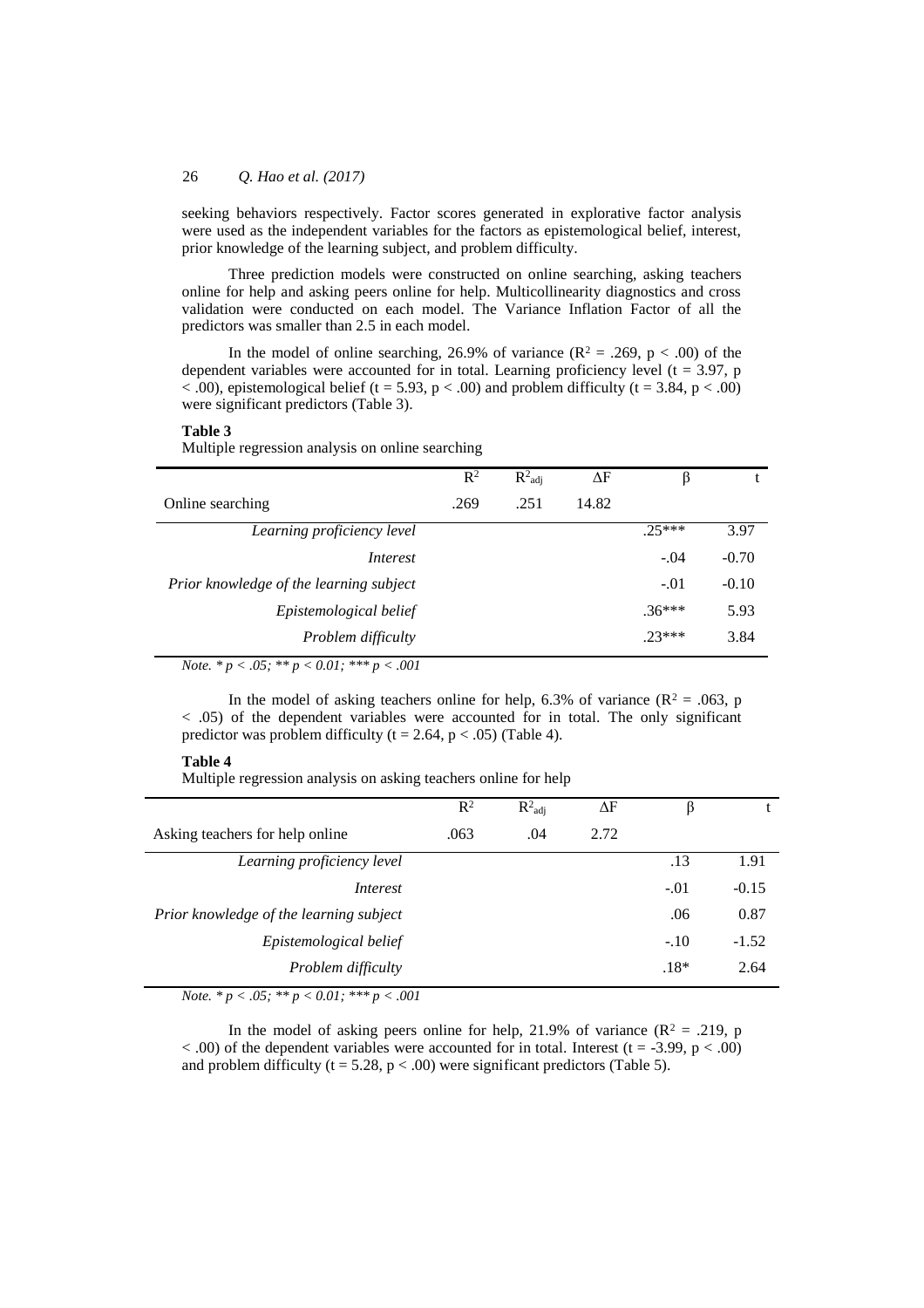seeking behaviors respectively. Factor scores generated in explorative factor analysis were used as the independent variables for the factors as epistemological belief, interest, prior knowledge of the learning subject, and problem difficulty.

Three prediction models were constructed on online searching, asking teachers online for help and asking peers online for help. Multicollinearity diagnostics and cross validation were conducted on each model. The Variance Inflation Factor of all the predictors was smaller than 2.5 in each model.

In the model of online searching, 26.9% of variance ($R^2$ = .269, $p$ < .00) of the dependent variables were accounted for in total. Learning proficiency level ($t$ = 3.97, $p$ < .00), epistemological belief ($t$ = 5.93, $p$ < .00) and problem difficulty ($t$ = 3.84, $p$ < .00) were significant predictors (Table 3).

**Table 3**

Multiple regression analysis on online searching

| | $R^2$ | $R^2_{adj}$ | ΔF | β | t |
|---|---|---|---|---|---|
| Online searching | .269 | .251 | 14.82 | | |
| *Learning proficiency level* | | | | .25*** | 3.97 |
| *Interest* | | | | -.04 | -0.70 |
| *Prior knowledge of the learning subject* | | | | -.01 | -0.10 |
| *Epistemological belief* | | | | .36*** | 5.93 |
| *Problem difficulty* | | | | .23*** | 3.84 |

*Note.* * $p$ < .05; ** $p$ < 0.01; *** $p$ < .001

In the model of asking teachers online for help, 6.3% of variance ($R^2$ = .063, $p$ < .05) of the dependent variables were accounted for in total. The only significant predictor was problem difficulty ($t$ = 2.64, $p$ < .05) (Table 4).

**Table 4**

Multiple regression analysis on asking teachers online for help

| | $R^2$ | $R^2_{adj}$ | ΔF | β | t |
|---|---|---|---|---|---|
| Asking teachers for help online | .063 | .04 | 2.72 | | |
| *Learning proficiency level* | | | | .13 | 1.91 |
| *Interest* | | | | -.01 | -0.15 |
| *Prior knowledge of the learning subject* | | | | .06 | 0.87 |
| *Epistemological belief* | | | | -.10 | -1.52 |
| *Problem difficulty* | | | | .18* | 2.64 |

*Note.* * $p$ < .05; ** $p$ < 0.01; *** $p$ < .001

In the model of asking peers online for help, 21.9% of variance ($R^2$ = .219, $p$ < .00) of the dependent variables were accounted for in total. Interest ($t$ = -3.99, $p$ < .00) and problem difficulty ($t$ = 5.28, $p$ < .00) were significant predictors (Table 5).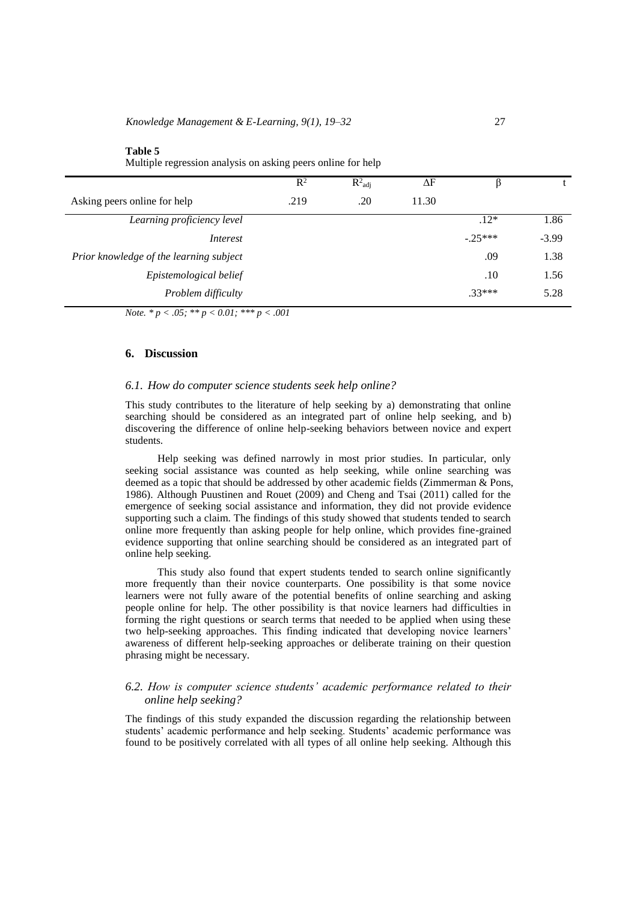**Table 5**
Multiple regression analysis on asking peers online for help

| | $R^2$ | $R^2_{adj}$ | $\Delta F$ | β | t |
|---|---|---|---|---|---|
| Asking peers online for help | .219 | .20 | 11.30 | | |
| *Learning proficiency level* | | | | .12* | 1.86 |
| *Interest* | | | | -.25*** | -3.99 |
| *Prior knowledge of the learning subject* | | | | .09 | 1.38 |
| *Epistemological belief* | | | | .10 | 1.56 |
| *Problem difficulty* | | | | .33*** | 5.28 |

*Note.* * $p < .05$; ** $p < 0.01$; *** $p < .001$

## 6. Discussion

### 6.1. How do computer science students seek help online?

This study contributes to the literature of help seeking by a) demonstrating that online searching should be considered as an integrated part of online help seeking, and b) discovering the difference of online help-seeking behaviors between novice and expert students.

Help seeking was defined narrowly in most prior studies. In particular, only seeking social assistance was counted as help seeking, while online searching was deemed as a topic that should be addressed by other academic fields (Zimmerman & Pons, 1986). Although Puustinen and Rouet (2009) and Cheng and Tsai (2011) called for the emergence of seeking social assistance and information, they did not provide evidence supporting such a claim. The findings of this study showed that students tended to search online more frequently than asking people for help online, which provides fine-grained evidence supporting that online searching should be considered as an integrated part of online help seeking.

This study also found that expert students tended to search online significantly more frequently than their novice counterparts. One possibility is that some novice learners were not fully aware of the potential benefits of online searching and asking people online for help. The other possibility is that novice learners had difficulties in forming the right questions or search terms that needed to be applied when using these two help-seeking approaches. This finding indicated that developing novice learners' awareness of different help-seeking approaches or deliberate training on their question phrasing might be necessary.

### 6.2. How is computer science students' academic performance related to their online help seeking?

The findings of this study expanded the discussion regarding the relationship between students' academic performance and help seeking. Students' academic performance was found to be positively correlated with all types of all online help seeking. Although this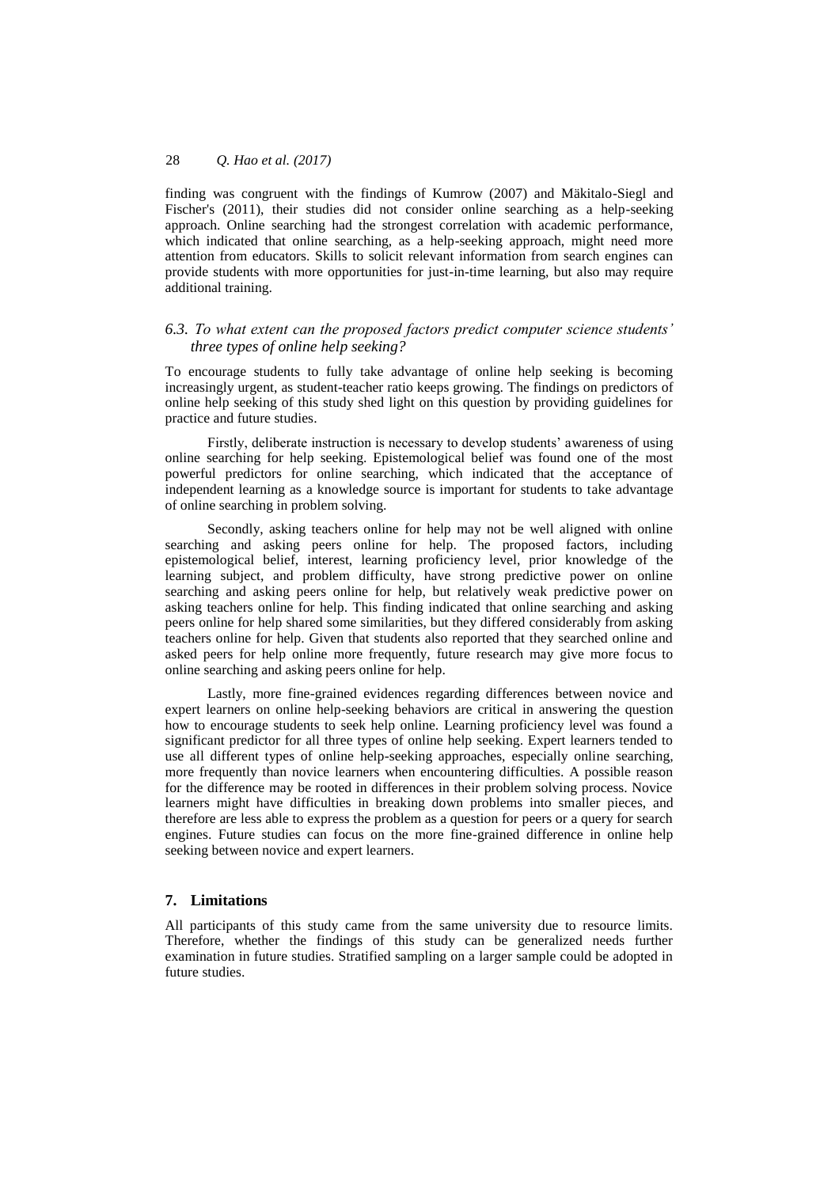finding was congruent with the findings of Kumrow (2007) and Mäkitalo-Siegl and Fischer's (2011), their studies did not consider online searching as a help-seeking approach. Online searching had the strongest correlation with academic performance, which indicated that online searching, as a help-seeking approach, might need more attention from educators. Skills to solicit relevant information from search engines can provide students with more opportunities for just-in-time learning, but also may require additional training.

### *6.3. To what extent can the proposed factors predict computer science students' three types of online help seeking?*

To encourage students to fully take advantage of online help seeking is becoming increasingly urgent, as student-teacher ratio keeps growing. The findings on predictors of online help seeking of this study shed light on this question by providing guidelines for practice and future studies.

Firstly, deliberate instruction is necessary to develop students' awareness of using online searching for help seeking. Epistemological belief was found one of the most powerful predictors for online searching, which indicated that the acceptance of independent learning as a knowledge source is important for students to take advantage of online searching in problem solving.

Secondly, asking teachers online for help may not be well aligned with online searching and asking peers online for help. The proposed factors, including epistemological belief, interest, learning proficiency level, prior knowledge of the learning subject, and problem difficulty, have strong predictive power on online searching and asking peers online for help, but relatively weak predictive power on asking teachers online for help. This finding indicated that online searching and asking peers online for help shared some similarities, but they differed considerably from asking teachers online for help. Given that students also reported that they searched online and asked peers for help online more frequently, future research may give more focus to online searching and asking peers online for help.

Lastly, more fine-grained evidences regarding differences between novice and expert learners on online help-seeking behaviors are critical in answering the question how to encourage students to seek help online. Learning proficiency level was found a significant predictor for all three types of online help seeking. Expert learners tended to use all different types of online help-seeking approaches, especially online searching, more frequently than novice learners when encountering difficulties. A possible reason for the difference may be rooted in differences in their problem solving process. Novice learners might have difficulties in breaking down problems into smaller pieces, and therefore are less able to express the problem as a question for peers or a query for search engines. Future studies can focus on the more fine-grained difference in online help seeking between novice and expert learners.

## 7. Limitations

All participants of this study came from the same university due to resource limits. Therefore, whether the findings of this study can be generalized needs further examination in future studies. Stratified sampling on a larger sample could be adopted in future studies.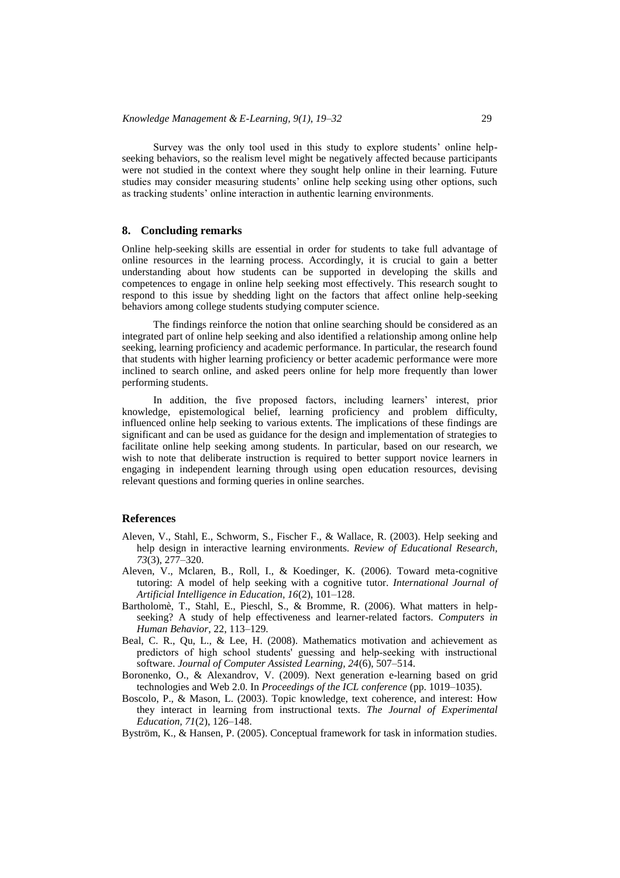Survey was the only tool used in this study to explore students' online help-seeking behaviors, so the realism level might be negatively affected because participants were not studied in the context where they sought help online in their learning. Future studies may consider measuring students' online help seeking using other options, such as tracking students' online interaction in authentic learning environments.

## 8. Concluding remarks

Online help-seeking skills are essential in order for students to take full advantage of online resources in the learning process. Accordingly, it is crucial to gain a better understanding about how students can be supported in developing the skills and competences to engage in online help seeking most effectively. This research sought to respond to this issue by shedding light on the factors that affect online help-seeking behaviors among college students studying computer science.

The findings reinforce the notion that online searching should be considered as an integrated part of online help seeking and also identified a relationship among online help seeking, learning proficiency and academic performance. In particular, the research found that students with higher learning proficiency or better academic performance were more inclined to search online, and asked peers online for help more frequently than lower performing students.

In addition, the five proposed factors, including learners' interest, prior knowledge, epistemological belief, learning proficiency and problem difficulty, influenced online help seeking to various extents. The implications of these findings are significant and can be used as guidance for the design and implementation of strategies to facilitate online help seeking among students. In particular, based on our research, we wish to note that deliberate instruction is required to better support novice learners in engaging in independent learning through using open education resources, devising relevant questions and forming queries in online searches.

## References

Aleven, V., Stahl, E., Schworm, S., Fischer F., & Wallace, R. (2003). Help seeking and help design in interactive learning environments. *Review of Educational Research, 73*(3), 277–320.

Aleven, V., Mclaren, B., Roll, I., & Koedinger, K. (2006). Toward meta-cognitive tutoring: A model of help seeking with a cognitive tutor. *International Journal of Artificial Intelligence in Education, 16*(2), 101–128.

Bartholomè, T., Stahl, E., Pieschl, S., & Bromme, R. (2006). What matters in help-seeking? A study of help effectiveness and learner-related factors. *Computers in Human Behavior*, 22, 113–129.

Beal, C. R., Qu, L., & Lee, H. (2008). Mathematics motivation and achievement as predictors of high school students' guessing and help-seeking with instructional software. *Journal of Computer Assisted Learning, 24*(6), 507–514.

Boronenko, O., & Alexandrov, V. (2009). Next generation e-learning based on grid technologies and Web 2.0. In *Proceedings of the ICL conference* (pp. 1019–1035).

Boscolo, P., & Mason, L. (2003). Topic knowledge, text coherence, and interest: How they interact in learning from instructional texts. *The Journal of Experimental Education, 71*(2), 126–148.

Byström, K., & Hansen, P. (2005). Conceptual framework for task in information studies.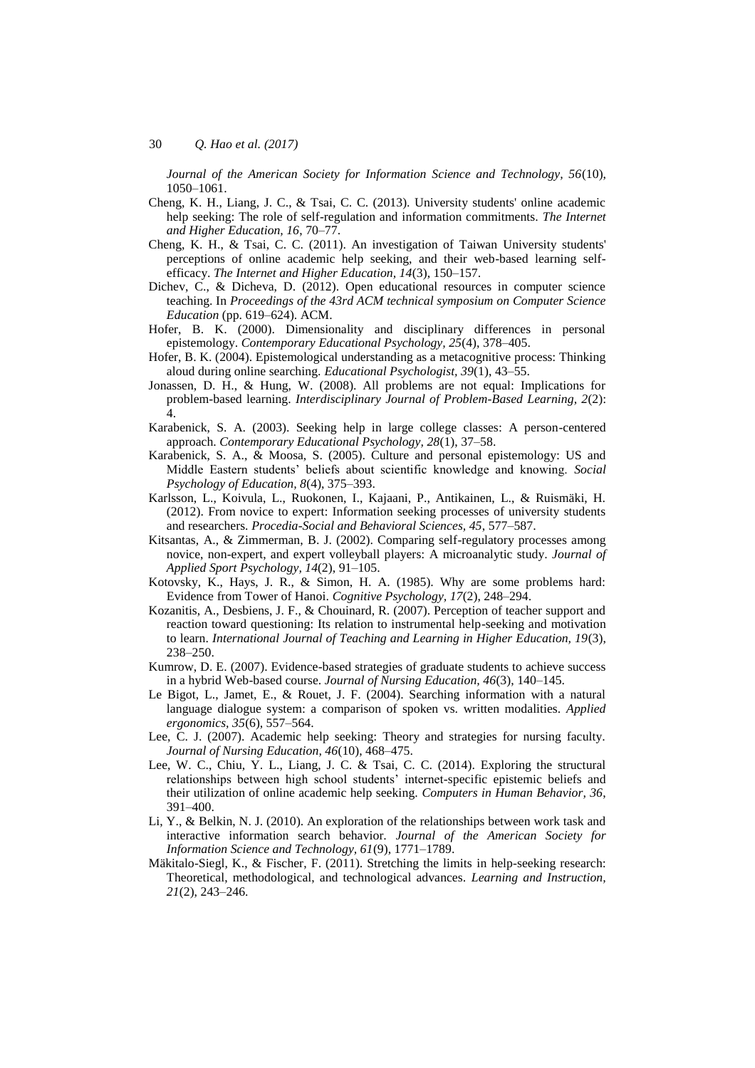*Journal of the American Society for Information Science and Technology, 56*(10), 1050–1061.

Cheng, K. H., Liang, J. C., & Tsai, C. C. (2013). University students' online academic help seeking: The role of self-regulation and information commitments. *The Internet and Higher Education, 16*, 70–77.

Cheng, K. H., & Tsai, C. C. (2011). An investigation of Taiwan University students' perceptions of online academic help seeking, and their web-based learning self-efficacy. *The Internet and Higher Education, 14*(3), 150–157.

Dichev, C., & Dicheva, D. (2012). Open educational resources in computer science teaching. In *Proceedings of the 43rd ACM technical symposium on Computer Science Education* (pp. 619–624). ACM.

Hofer, B. K. (2000). Dimensionality and disciplinary differences in personal epistemology. *Contemporary Educational Psychology, 25*(4), 378–405.

Hofer, B. K. (2004). Epistemological understanding as a metacognitive process: Thinking aloud during online searching. *Educational Psychologist, 39*(1), 43–55.

Jonassen, D. H., & Hung, W. (2008). All problems are not equal: Implications for problem-based learning. *Interdisciplinary Journal of Problem-Based Learning, 2*(2): 4.

Karabenick, S. A. (2003). Seeking help in large college classes: A person-centered approach. *Contemporary Educational Psychology, 28*(1), 37–58.

Karabenick, S. A., & Moosa, S. (2005). Culture and personal epistemology: US and Middle Eastern students' beliefs about scientific knowledge and knowing. *Social Psychology of Education, 8*(4), 375–393.

Karlsson, L., Koivula, L., Ruokonen, I., Kajaani, P., Antikainen, L., & Ruismäki, H. (2012). From novice to expert: Information seeking processes of university students and researchers. *Procedia-Social and Behavioral Sciences, 45*, 577–587.

Kitsantas, A., & Zimmerman, B. J. (2002). Comparing self-regulatory processes among novice, non-expert, and expert volleyball players: A microanalytic study. *Journal of Applied Sport Psychology, 14*(2), 91–105.

Kotovsky, K., Hays, J. R., & Simon, H. A. (1985). Why are some problems hard: Evidence from Tower of Hanoi. *Cognitive Psychology, 17*(2), 248–294.

Kozanitis, A., Desbiens, J. F., & Chouinard, R. (2007). Perception of teacher support and reaction toward questioning: Its relation to instrumental help-seeking and motivation to learn. *International Journal of Teaching and Learning in Higher Education, 19*(3), 238–250.

Kumrow, D. E. (2007). Evidence-based strategies of graduate students to achieve success in a hybrid Web-based course. *Journal of Nursing Education, 46*(3), 140–145.

Le Bigot, L., Jamet, E., & Rouet, J. F. (2004). Searching information with a natural language dialogue system: a comparison of spoken vs. written modalities. *Applied ergonomics, 35*(6), 557–564.

Lee, C. J. (2007). Academic help seeking: Theory and strategies for nursing faculty. *Journal of Nursing Education, 46*(10), 468–475.

Lee, W. C., Chiu, Y. L., Liang, J. C. & Tsai, C. C. (2014). Exploring the structural relationships between high school students' internet-specific epistemic beliefs and their utilization of online academic help seeking. *Computers in Human Behavior, 36*, 391–400.

Li, Y., & Belkin, N. J. (2010). An exploration of the relationships between work task and interactive information search behavior. *Journal of the American Society for Information Science and Technology, 61*(9), 1771–1789.

Mäkitalo-Siegl, K., & Fischer, F. (2011). Stretching the limits in help-seeking research: Theoretical, methodological, and technological advances. *Learning and Instruction, 21*(2), 243–246.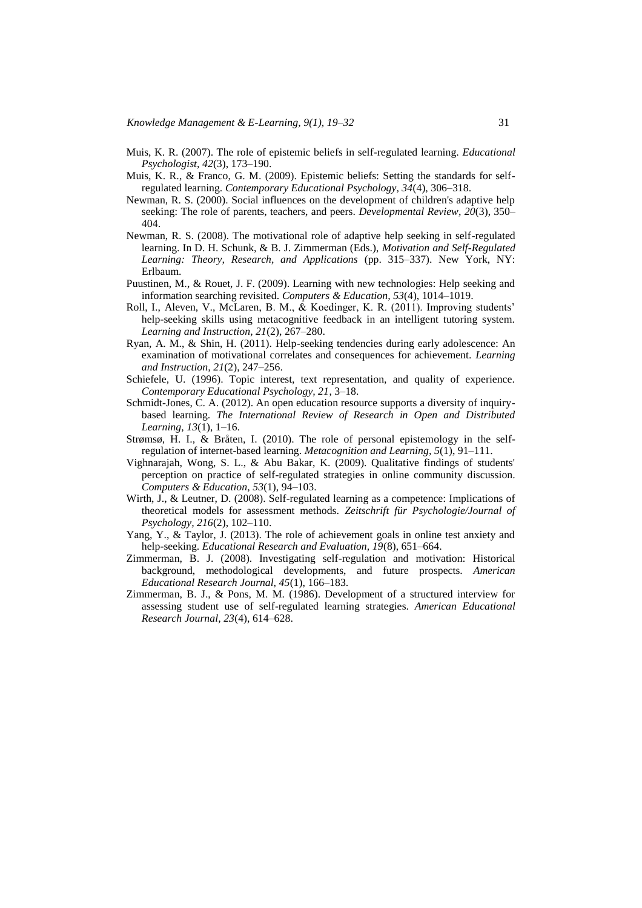Muis, K. R. (2007). The role of epistemic beliefs in self-regulated learning. *Educational Psychologist, 42*(3), 173–190.

Muis, K. R., & Franco, G. M. (2009). Epistemic beliefs: Setting the standards for self-regulated learning. *Contemporary Educational Psychology, 34*(4), 306–318.

Newman, R. S. (2000). Social influences on the development of children's adaptive help seeking: The role of parents, teachers, and peers. *Developmental Review, 20*(3), 350–404.

Newman, R. S. (2008). The motivational role of adaptive help seeking in self-regulated learning. In D. H. Schunk, & B. J. Zimmerman (Eds.), *Motivation and Self-Regulated Learning: Theory, Research, and Applications* (pp. 315–337). New York, NY: Erlbaum.

Puustinen, M., & Rouet, J. F. (2009). Learning with new technologies: Help seeking and information searching revisited. *Computers & Education, 53*(4), 1014–1019.

Roll, I., Aleven, V., McLaren, B. M., & Koedinger, K. R. (2011). Improving students' help-seeking skills using metacognitive feedback in an intelligent tutoring system. *Learning and Instruction, 21*(2), 267–280.

Ryan, A. M., & Shin, H. (2011). Help-seeking tendencies during early adolescence: An examination of motivational correlates and consequences for achievement. *Learning and Instruction, 21*(2), 247–256.

Schiefele, U. (1996). Topic interest, text representation, and quality of experience. *Contemporary Educational Psychology, 21*, 3–18.

Schmidt-Jones, C. A. (2012). An open education resource supports a diversity of inquiry-based learning. *The International Review of Research in Open and Distributed Learning, 13*(1), 1–16.

Strømsø, H. I., & Bråten, I. (2010). The role of personal epistemology in the self-regulation of internet-based learning. *Metacognition and Learning, 5*(1), 91–111.

Vighnarajah, Wong, S. L., & Abu Bakar, K. (2009). Qualitative findings of students' perception on practice of self-regulated strategies in online community discussion. *Computers & Education, 53*(1), 94–103.

Wirth, J., & Leutner, D. (2008). Self-regulated learning as a competence: Implications of theoretical models for assessment methods. *Zeitschrift für Psychologie/Journal of Psychology, 216*(2), 102–110.

Yang, Y., & Taylor, J. (2013). The role of achievement goals in online test anxiety and help-seeking. *Educational Research and Evaluation, 19*(8), 651–664.

Zimmerman, B. J. (2008). Investigating self-regulation and motivation: Historical background, methodological developments, and future prospects. *American Educational Research Journal, 45*(1), 166–183.

Zimmerman, B. J., & Pons, M. M. (1986). Development of a structured interview for assessing student use of self-regulated learning strategies. *American Educational Research Journal, 23*(4), 614–628.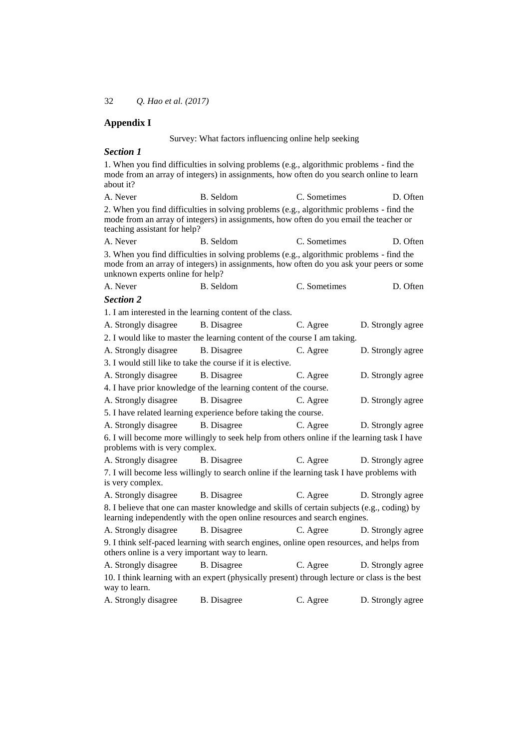## Appendix I

Survey: What factors influencing online help seeking

### *Section 1*

1. When you find difficulties in solving problems (e.g., algorithmic problems - find the mode from an array of integers) in assignments, how often do you search online to learn about it?

A. Never B. Seldom C. Sometimes D. Often

2. When you find difficulties in solving problems (e.g., algorithmic problems - find the mode from an array of integers) in assignments, how often do you email the teacher or teaching assistant for help?

A. Never B. Seldom C. Sometimes D. Often

3. When you find difficulties in solving problems (e.g., algorithmic problems - find the mode from an array of integers) in assignments, how often do you ask your peers or some unknown experts online for help?

A. Never B. Seldom C. Sometimes D. Often

### *Section 2*

1. I am interested in the learning content of the class.

A. Strongly disagree B. Disagree C. Agree D. Strongly agree

2. I would like to master the learning content of the course I am taking.

A. Strongly disagree B. Disagree C. Agree D. Strongly agree

3. I would still like to take the course if it is elective.

A. Strongly disagree B. Disagree C. Agree D. Strongly agree

4. I have prior knowledge of the learning content of the course.

A. Strongly disagree B. Disagree C. Agree D. Strongly agree

5. I have related learning experience before taking the course.

A. Strongly disagree B. Disagree C. Agree D. Strongly agree

6. I will become more willingly to seek help from others online if the learning task I have problems with is very complex.

A. Strongly disagree B. Disagree C. Agree D. Strongly agree

7. I will become less willingly to search online if the learning task I have problems with is very complex.

A. Strongly disagree B. Disagree C. Agree D. Strongly agree

8. I believe that one can master knowledge and skills of certain subjects (e.g., coding) by learning independently with the open online resources and search engines.

A. Strongly disagree B. Disagree C. Agree D. Strongly agree

9. I think self-paced learning with search engines, online open resources, and helps from others online is a very important way to learn.

A. Strongly disagree B. Disagree C. Agree D. Strongly agree

10. I think learning with an expert (physically present) through lecture or class is the best way to learn.

A. Strongly disagree B. Disagree C. Agree D. Strongly agree